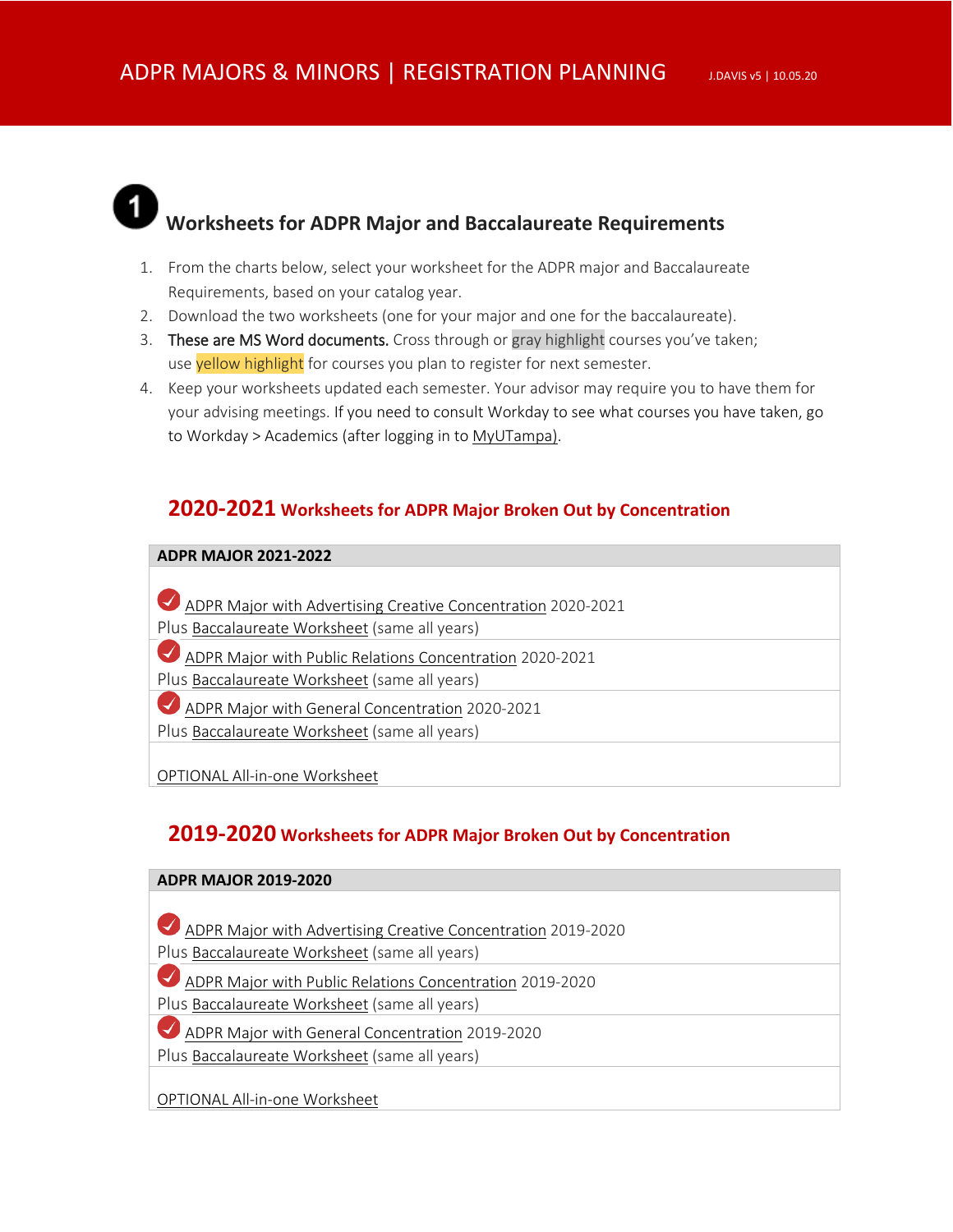# ADPR MAJORS & MINORS | REGISTRATION PLANNING

J.DAVIS v5 | 10.05.20

## 1 Worksheets for ADPR Major and Baccalaureate Requirements

1. From the charts below, select your worksheet for the ADPR major and Baccalaureate Requirements, based on your catalog year.
2. Download the two worksheets (one for your major and one for the baccalaureate).
3. These are MS Word documents. Cross through or gray highlight courses you've taken; use yellow highlight for courses you plan to register for next semester.
4. Keep your worksheets updated each semester. Your advisor may require you to have them for your advising meetings. If you need to consult Workday to see what courses you have taken, go to Workday > Academics (after logging in to MyUTampa).

### 2020-2021 Worksheets for ADPR Major Broken Out by Concentration

| ADPR MAJOR 2021-2022 |
|---|
| ADPR Major with Advertising Creative Concentration 2020-2021<br>Plus Baccalaureate Worksheet (same all years) |
| ADPR Major with Public Relations Concentration 2020-2021<br>Plus Baccalaureate Worksheet (same all years) |
| ADPR Major with General Concentration 2020-2021<br>Plus Baccalaureate Worksheet (same all years) |
| OPTIONAL All-in-one Worksheet |

### 2019-2020 Worksheets for ADPR Major Broken Out by Concentration

| ADPR MAJOR 2019-2020 |
|---|
| ADPR Major with Advertising Creative Concentration 2019-2020<br>Plus Baccalaureate Worksheet (same all years) |
| ADPR Major with Public Relations Concentration 2019-2020<br>Plus Baccalaureate Worksheet (same all years) |
| ADPR Major with General Concentration 2019-2020<br>Plus Baccalaureate Worksheet (same all years) |
| OPTIONAL All-in-one Worksheet |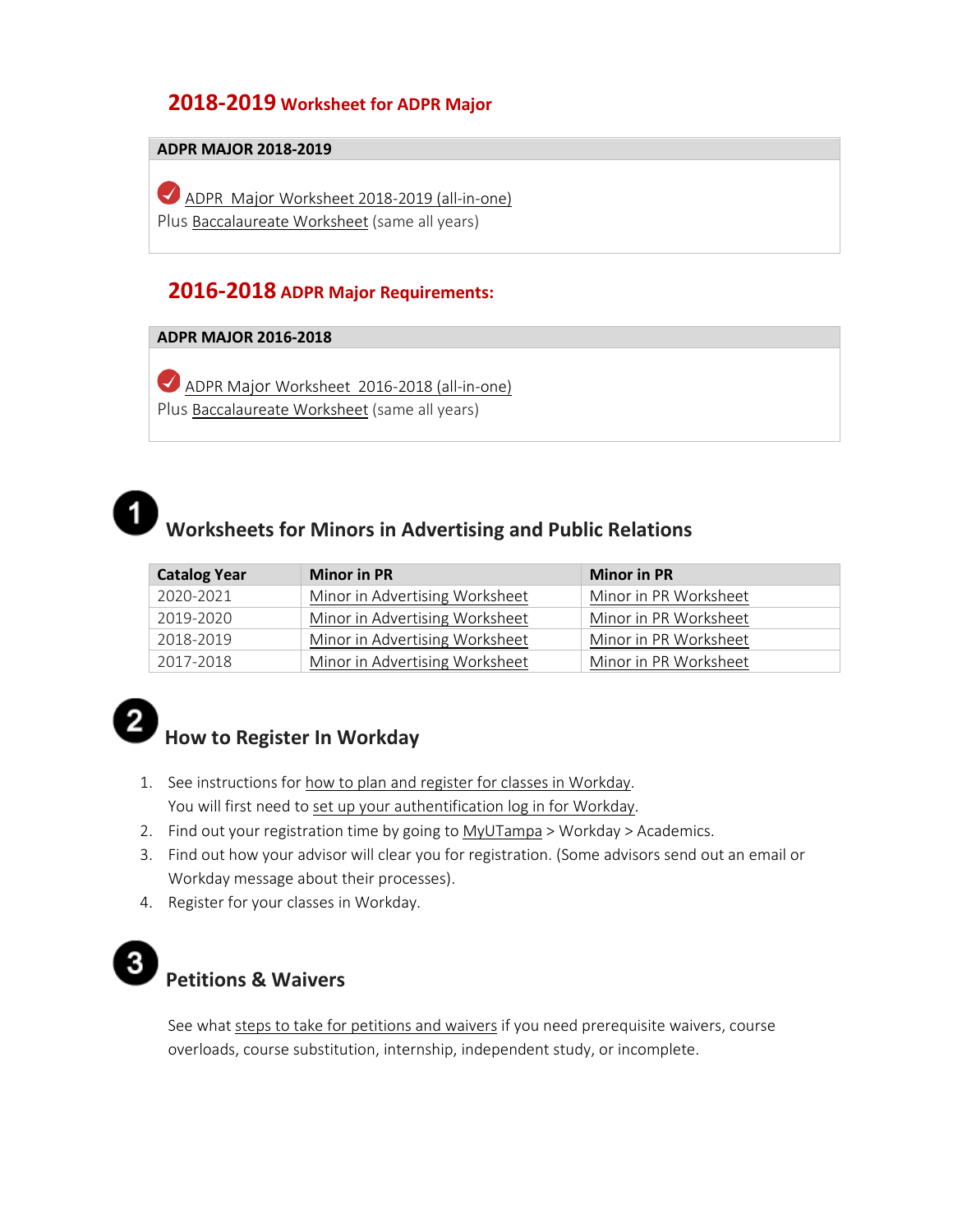## 2018-2019 Worksheet for ADPR Major

| ADPR MAJOR 2018-2019 |
| --- |
| ADPR Major Worksheet 2018-2019 (all-in-one)<br>Plus Baccalaureate Worksheet (same all years) |

## 2016-2018 ADPR Major Requirements:

| ADPR MAJOR 2016-2018 |
| --- |
| ADPR Major Worksheet 2016-2018 (all-in-one)<br>Plus Baccalaureate Worksheet (same all years) |

## 1 Worksheets for Minors in Advertising and Public Relations

| Catalog Year | Minor in PR | Minor in PR |
| --- | --- | --- |
| 2020-2021 | Minor in Advertising Worksheet | Minor in PR Worksheet |
| 2019-2020 | Minor in Advertising Worksheet | Minor in PR Worksheet |
| 2018-2019 | Minor in Advertising Worksheet | Minor in PR Worksheet |
| 2017-2018 | Minor in Advertising Worksheet | Minor in PR Worksheet |

## 2 How to Register In Workday

1. See instructions for how to plan and register for classes in Workday.
   You will first need to set up your authentification log in for Workday.
2. Find out your registration time by going to MyUTampa > Workday > Academics.
3. Find out how your advisor will clear you for registration. (Some advisors send out an email or Workday message about their processes).
4. Register for your classes in Workday.

## 3 Petitions & Waivers

See what steps to take for petitions and waivers if you need prerequisite waivers, course overloads, course substitution, internship, independent study, or incomplete.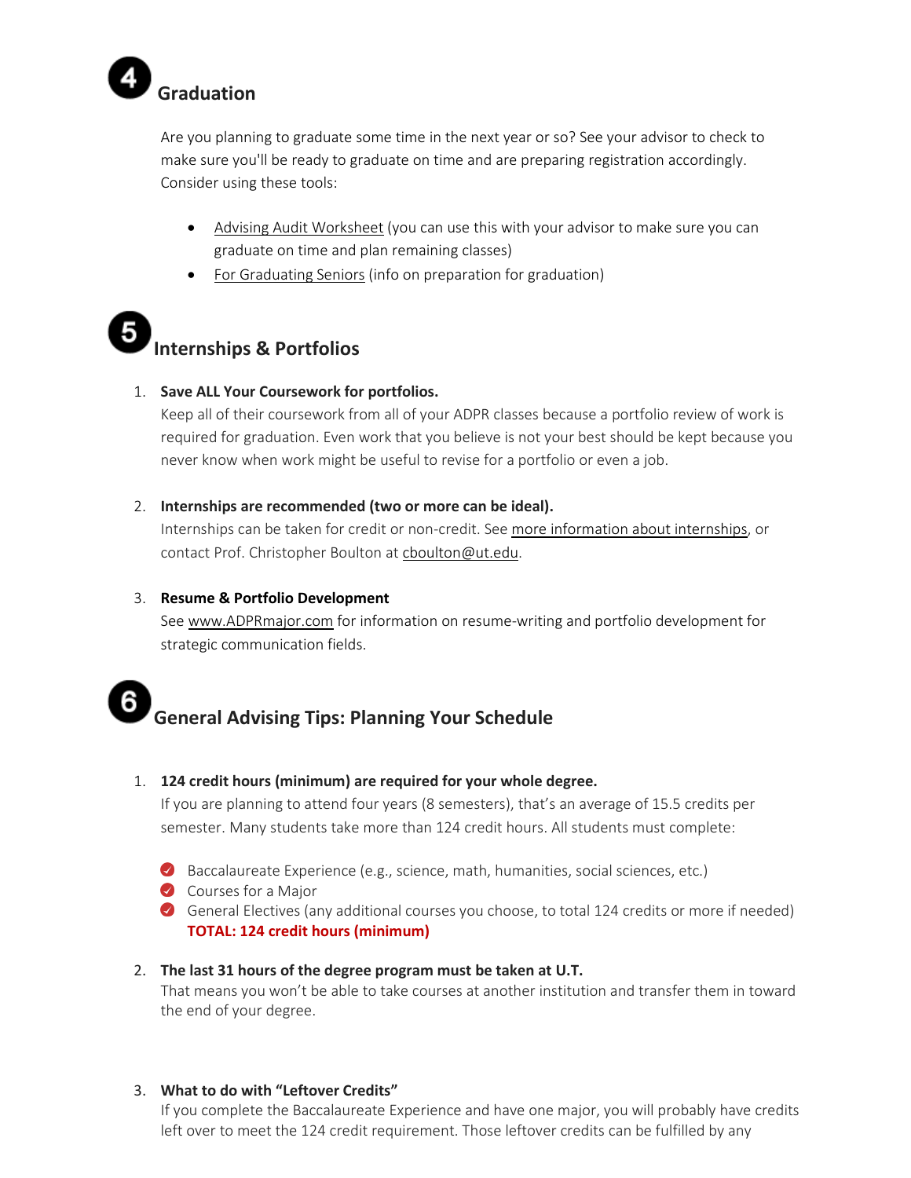## 4 Graduation

Are you planning to graduate some time in the next year or so? See your advisor to check to make sure you'll be ready to graduate on time and are preparing registration accordingly. Consider using these tools:

- Advising Audit Worksheet (you can use this with your advisor to make sure you can graduate on time and plan remaining classes)
- For Graduating Seniors (info on preparation for graduation)

## 5 Internships & Portfolios

1. **Save ALL Your Coursework for portfolios.**
   Keep all of their coursework from all of your ADPR classes because a portfolio review of work is required for graduation. Even work that you believe is not your best should be kept because you never know when work might be useful to revise for a portfolio or even a job.

2. **Internships are recommended (two or more can be ideal).**
   Internships can be taken for credit or non-credit. See more information about internships, or contact Prof. Christopher Boulton at cboulton@ut.edu.

3. **Resume & Portfolio Development**
   See www.ADPRmajor.com for information on resume-writing and portfolio development for strategic communication fields.

## 6 General Advising Tips: Planning Your Schedule

1. **124 credit hours (minimum) are required for your whole degree.**
   If you are planning to attend four years (8 semesters), that's an average of 15.5 credits per semester. Many students take more than 124 credit hours. All students must complete:

   - ✔ Baccalaureate Experience (e.g., science, math, humanities, social sciences, etc.)
   - ✔ Courses for a Major
   - ✔ General Electives (any additional courses you choose, to total 124 credits or more if needed)
     **TOTAL: 124 credit hours (minimum)**

2. **The last 31 hours of the degree program must be taken at U.T.**
   That means you won't be able to take courses at another institution and transfer them in toward the end of your degree.

3. **What to do with "Leftover Credits"**
   If you complete the Baccalaureate Experience and have one major, you will probably have credits left over to meet the 124 credit requirement. Those leftover credits can be fulfilled by any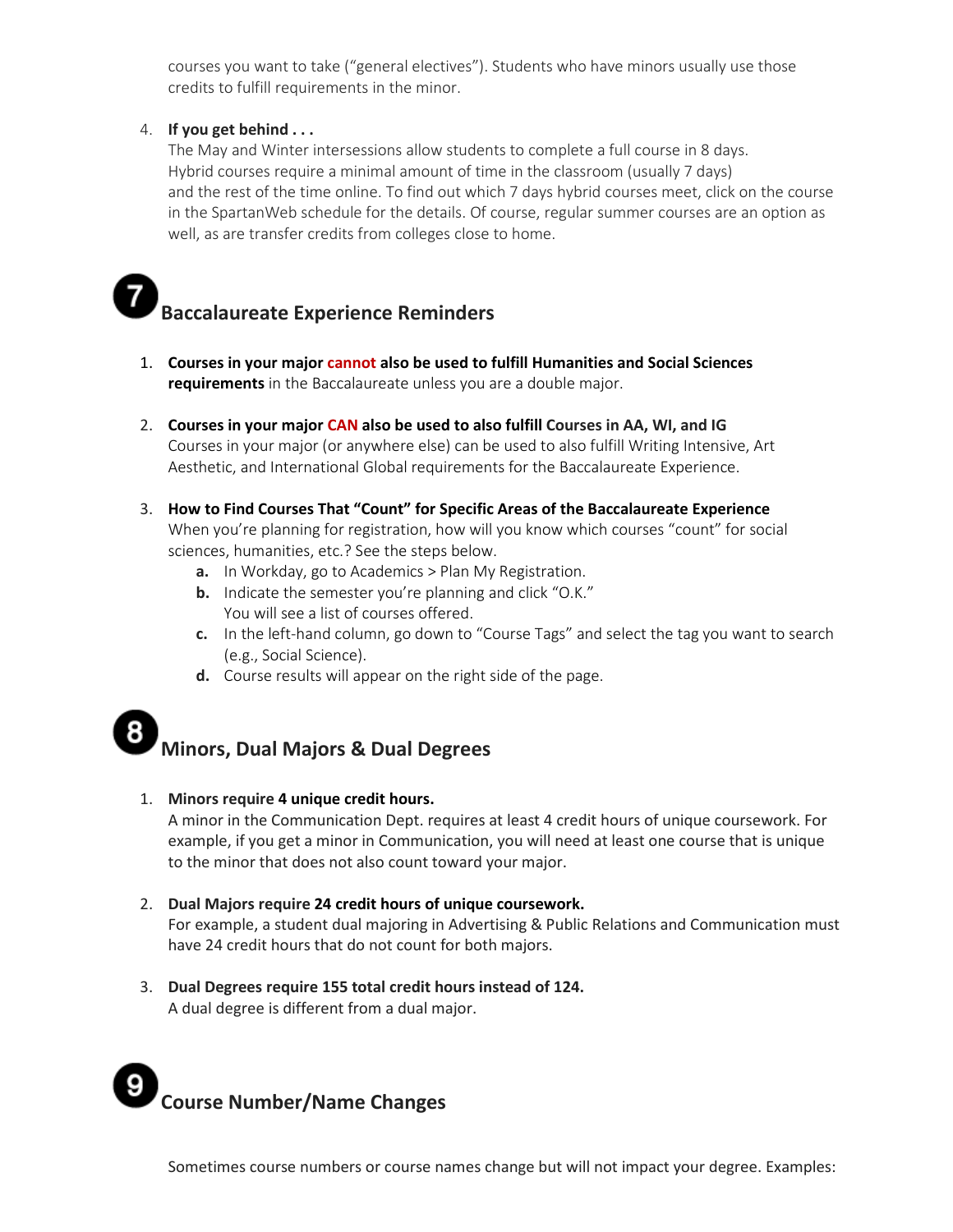courses you want to take ("general electives"). Students who have minors usually use those credits to fulfill requirements in the minor.

4. **If you get behind . . .**
   The May and Winter intersessions allow students to complete a full course in 8 days. Hybrid courses require a minimal amount of time in the classroom (usually 7 days) and the rest of the time online. To find out which 7 days hybrid courses meet, click on the course in the SpartanWeb schedule for the details. Of course, regular summer courses are an option as well, as are transfer credits from colleges close to home.

## 7 Baccalaureate Experience Reminders

1. **Courses in your major cannot also be used to fulfill Humanities and Social Sciences requirements** in the Baccalaureate unless you are a double major.

2. **Courses in your major CAN also be used to also fulfill** Courses in AA, WI, and IG
   Courses in your major (or anywhere else) can be used to also fulfill Writing Intensive, Art Aesthetic, and International Global requirements for the Baccalaureate Experience.

3. **How to Find Courses That "Count" for Specific Areas of the Baccalaureate Experience**
   When you're planning for registration, how will you know which courses "count" for social sciences, humanities, etc.? See the steps below.
   a. In Workday, go to Academics > Plan My Registration.
   b. Indicate the semester you're planning and click "O.K."
      You will see a list of courses offered.
   c. In the left-hand column, go down to "Course Tags" and select the tag you want to search (e.g., Social Science).
   d. Course results will appear on the right side of the page.

## 8 Minors, Dual Majors & Dual Degrees

1. **Minors require 4 unique credit hours.**
   A minor in the Communication Dept. requires at least 4 credit hours of unique coursework. For example, if you get a minor in Communication, you will need at least one course that is unique to the minor that does not also count toward your major.

2. **Dual Majors require 24 credit hours of unique coursework.**
   For example, a student dual majoring in Advertising & Public Relations and Communication must have 24 credit hours that do not count for both majors.

3. **Dual Degrees require 155 total credit hours instead of 124.**
   A dual degree is different from a dual major.

## 9 Course Number/Name Changes

Sometimes course numbers or course names change but will not impact your degree. Examples: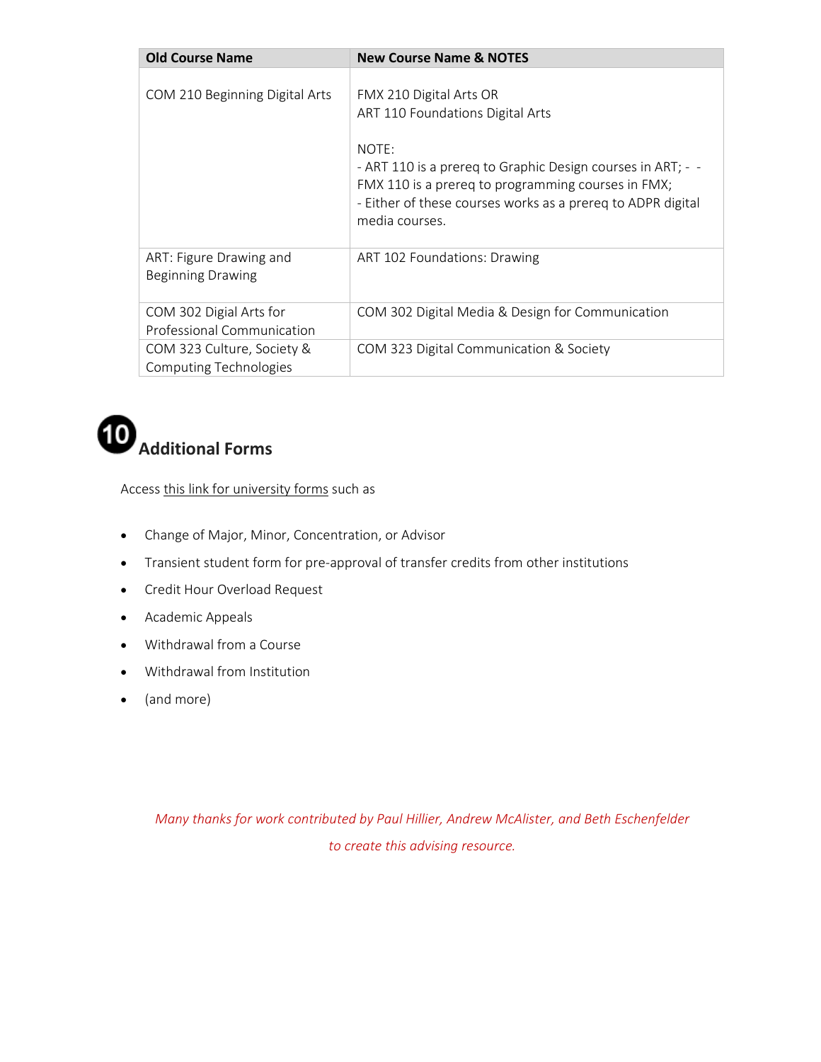| Old Course Name | New Course Name & NOTES |
|---|---|
| COM 210 Beginning Digital Arts | FMX 210 Digital Arts OR<br>ART 110 Foundations Digital Arts<br><br>NOTE:<br>- ART 110 is a prereq to Graphic Design courses in ART; - - FMX 110 is a prereq to programming courses in FMX;<br>- Either of these courses works as a prereq to ADPR digital media courses. |
| ART: Figure Drawing and Beginning Drawing | ART 102 Foundations: Drawing |
| COM 302 Digial Arts for Professional Communication | COM 302 Digital Media & Design for Communication |
| COM 323 Culture, Society & Computing Technologies | COM 323 Digital Communication & Society |

## 10 Additional Forms

Access this link for university forms such as

- Change of Major, Minor, Concentration, or Advisor
- Transient student form for pre-approval of transfer credits from other institutions
- Credit Hour Overload Request
- Academic Appeals
- Withdrawal from a Course
- Withdrawal from Institution
- (and more)

*Many thanks for work contributed by Paul Hillier, Andrew McAlister, and Beth Eschenfelder to create this advising resource.*